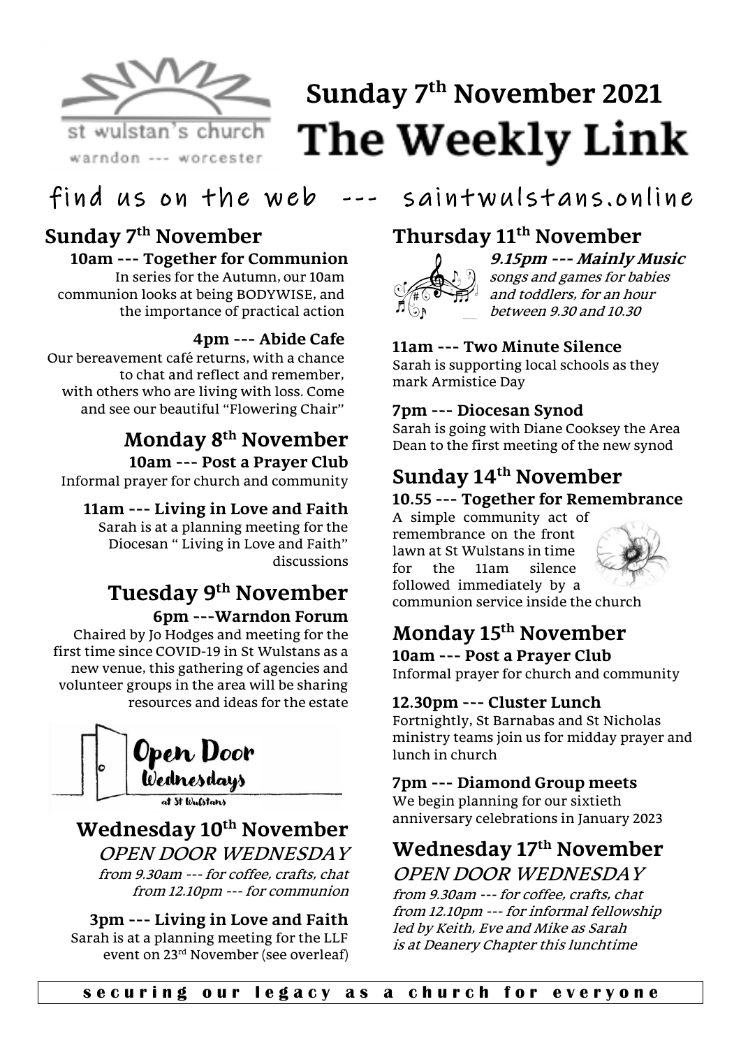st wulstan's church
warndon --- worcester

# Sunday 7th November 2021
# The Weekly Link

find us on the web --- saintwulstans.online

## Sunday 7th November

**10am --- Together for Communion**
In series for the Autumn, our 10am communion looks at being BODYWISE, and the importance of practical action

**4pm --- Abide Cafe**
Our bereavement café returns, with a chance to chat and reflect and remember, with others who are living with loss. Come and see our beautiful "Flowering Chair"

## Monday 8th November

**10am --- Post a Prayer Club**
Informal prayer for church and community

**11am --- Living in Love and Faith**
Sarah is at a planning meeting for the Diocesan " Living in Love and Faith" discussions

## Tuesday 9th November

**6pm ---Warndon Forum**
Chaired by Jo Hodges and meeting for the first time since COVID-19 in St Wulstans as a new venue, this gathering of agencies and volunteer groups in the area will be sharing resources and ideas for the estate

Open Door Wednesdays at St Wulstans

## Wednesday 10th November

*OPEN DOOR WEDNESDAY*
*from 9.30am --- for coffee, crafts, chat*
*from 12.10pm --- for communion*

**3pm --- Living in Love and Faith**
Sarah is at a planning meeting for the LLF event on 23rd November (see overleaf)

## Thursday 11th November

***9.15pm --- Mainly Music***
*songs and games for babies and toddlers, for an hour between 9.30 and 10.30*

**11am --- Two Minute Silence**
Sarah is supporting local schools as they mark Armistice Day

**7pm --- Diocesan Synod**
Sarah is going with Diane Cooksey the Area Dean to the first meeting of the new synod

## Sunday 14th November

**10.55 --- Together for Remembrance**
A simple community act of remembrance on the front lawn at St Wulstans in time for the 11am silence followed immediately by a communion service inside the church

## Monday 15th November

**10am --- Post a Prayer Club**
Informal prayer for church and community

**12.30pm --- Cluster Lunch**
Fortnightly, St Barnabas and St Nicholas ministry teams join us for midday prayer and lunch in church

**7pm --- Diamond Group meets**
We begin planning for our sixtieth anniversary celebrations in January 2023

## Wednesday 17th November

*OPEN DOOR WEDNESDAY*
*from 9.30am --- for coffee, crafts, chat*
*from 12.10pm --- for informal fellowship led by Keith, Eve and Mike as Sarah is at Deanery Chapter this lunchtime*

securing our legacy as a church for everyone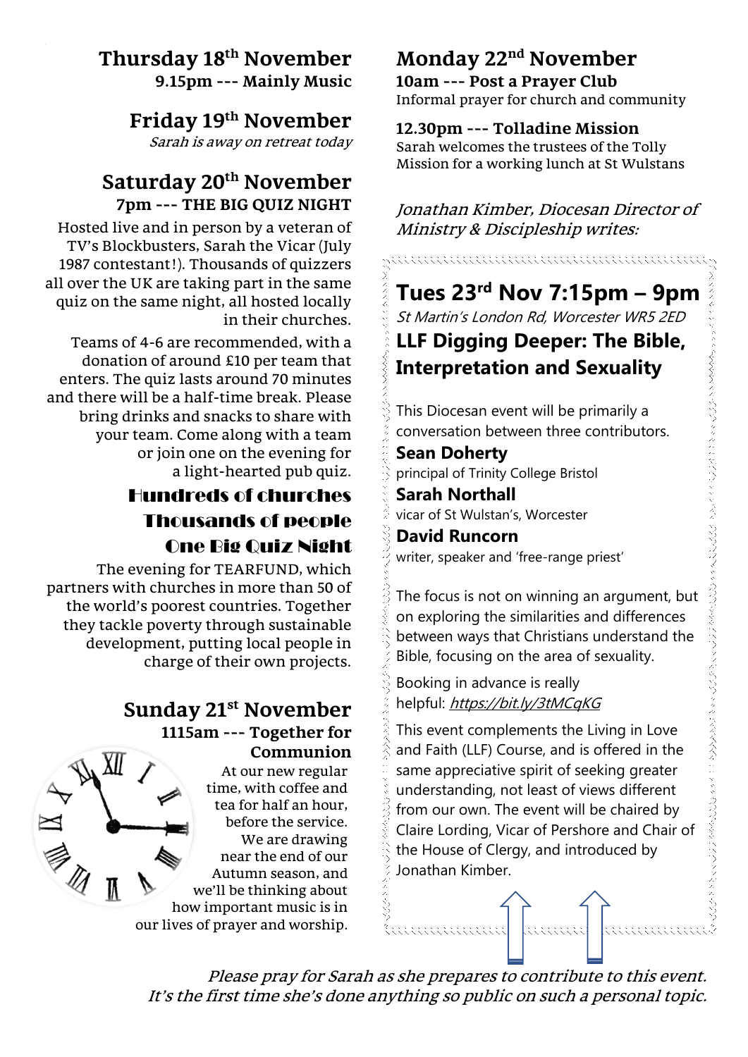## Thursday 18th November

**9.15pm --- Mainly Music**

## Friday 19th November

*Sarah is away on retreat today*

## Saturday 20th November

**7pm --- THE BIG QUIZ NIGHT**

Hosted live and in person by a veteran of TV's Blockbusters, Sarah the Vicar (July 1987 contestant!). Thousands of quizzers all over the UK are taking part in the same quiz on the same night, all hosted locally in their churches.

Teams of 4-6 are recommended, with a donation of around £10 per team that enters. The quiz lasts around 70 minutes and there will be a half-time break. Please bring drinks and snacks to share with your team. Come along with a team or join one on the evening for a light-hearted pub quiz.

**Hundreds of churches**
**Thousands of people**
**One Big Quiz Night**

The evening for TEARFUND, which partners with churches in more than 50 of the world's poorest countries. Together they tackle poverty through sustainable development, putting local people in charge of their own projects.

## Sunday 21st November

**1115am --- Together for Communion**

At our new regular time, with coffee and tea for half an hour, before the service. We are drawing near the end of our Autumn season, and we'll be thinking about how important music is in our lives of prayer and worship.

## Monday 22nd November

**10am --- Post a Prayer Club**

Informal prayer for church and community

**12.30pm --- Tolladine Mission**

Sarah welcomes the trustees of the Tolly Mission for a working lunch at St Wulstans

*Jonathan Kimber, Diocesan Director of Ministry & Discipleship writes:*

## Tues 23rd Nov 7:15pm – 9pm

*St Martin's London Rd, Worcester WR5 2ED*

### LLF Digging Deeper: The Bible, Interpretation and Sexuality

This Diocesan event will be primarily a conversation between three contributors.

**Sean Doherty**
principal of Trinity College Bristol

**Sarah Northall**
vicar of St Wulstan's, Worcester

**David Runcorn**
writer, speaker and 'free-range priest'

The focus is not on winning an argument, but on exploring the similarities and differences between ways that Christians understand the Bible, focusing on the area of sexuality.

Booking in advance is really helpful: *https://bit.ly/3tMCqKG*

This event complements the Living in Love and Faith (LLF) Course, and is offered in the same appreciative spirit of seeking greater understanding, not least of views different from our own. The event will be chaired by Claire Lording, Vicar of Pershore and Chair of the House of Clergy, and introduced by Jonathan Kimber.

*Please pray for Sarah as she prepares to contribute to this event. It's the first time she's done anything so public on such a personal topic.*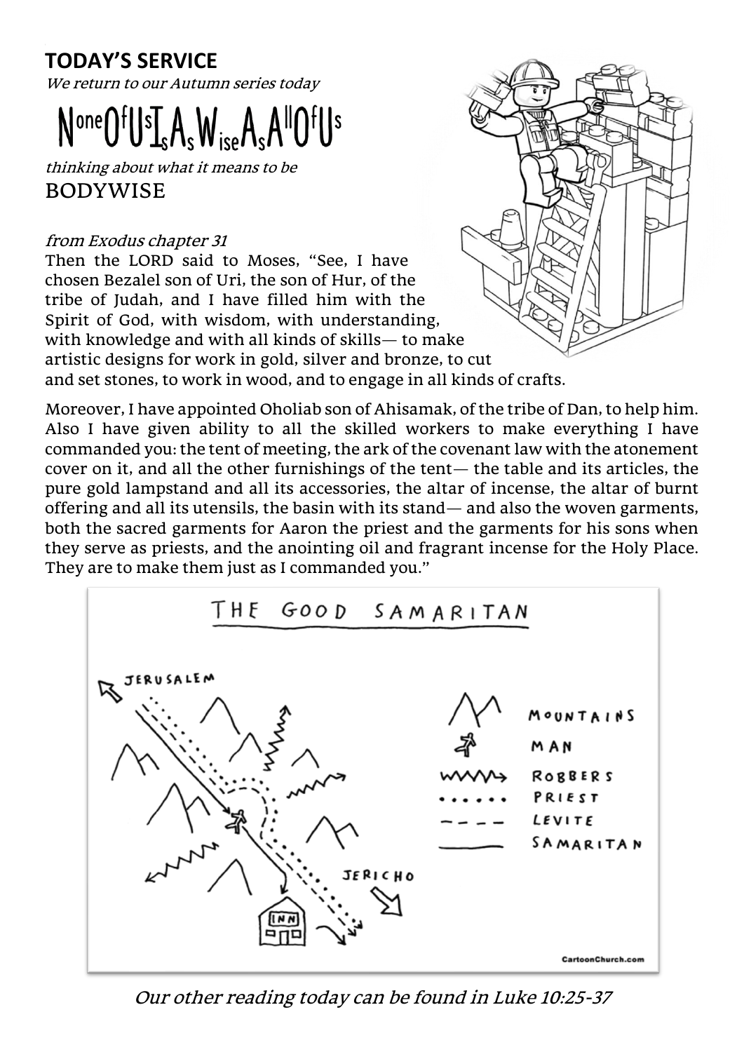## TODAY'S SERVICE

*We return to our Autumn series today*

**NoneOfUsIsAsWiseAsAllOfUs**

*thinking about what it means to be*

BODYWISE

*from Exodus chapter 31*

Then the LORD said to Moses, "See, I have chosen Bezalel son of Uri, the son of Hur, of the tribe of Judah, and I have filled him with the Spirit of God, with wisdom, with understanding, with knowledge and with all kinds of skills— to make artistic designs for work in gold, silver and bronze, to cut and set stones, to work in wood, and to engage in all kinds of crafts.

Moreover, I have appointed Oholiab son of Ahisamak, of the tribe of Dan, to help him. Also I have given ability to all the skilled workers to make everything I have commanded you: the tent of meeting, the ark of the covenant law with the atonement cover on it, and all the other furnishings of the tent— the table and its articles, the pure gold lampstand and all its accessories, the altar of incense, the altar of burnt offering and all its utensils, the basin with its stand— and also the woven garments, both the sacred garments for Aaron the priest and the garments for his sons when they serve as priests, and the anointing oil and fragrant incense for the Holy Place. They are to make them just as I commanded you."

*Our other reading today can be found in Luke 10:25-37*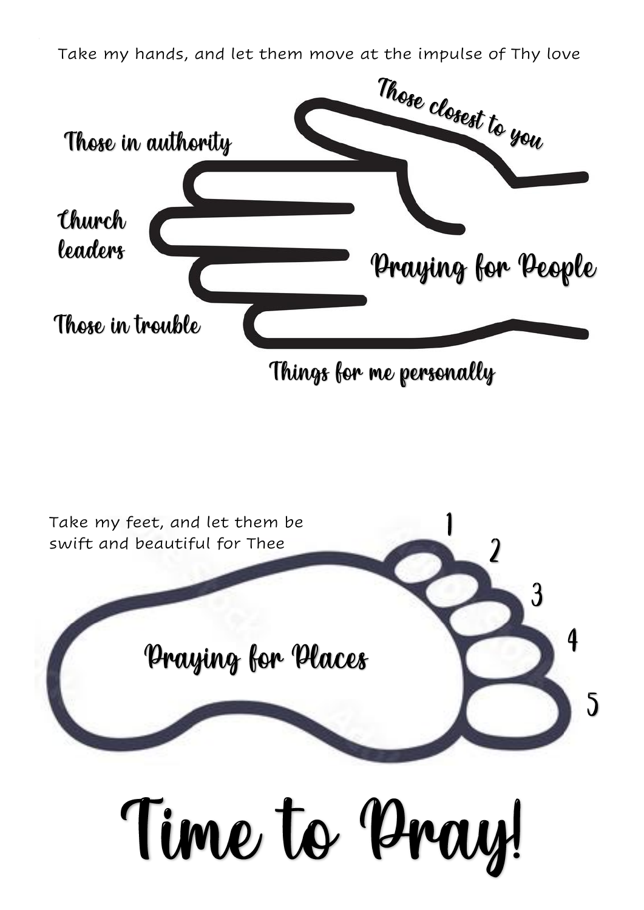Take my hands, and let them move at the impulse of Thy love

Those closest to you

Those in authority

Church leaders

Praying for People

Those in trouble

Things for me personally

Take my feet, and let them be swift and beautiful for Thee

1

2

3

4

5

Praying for Places

# Time to Pray!